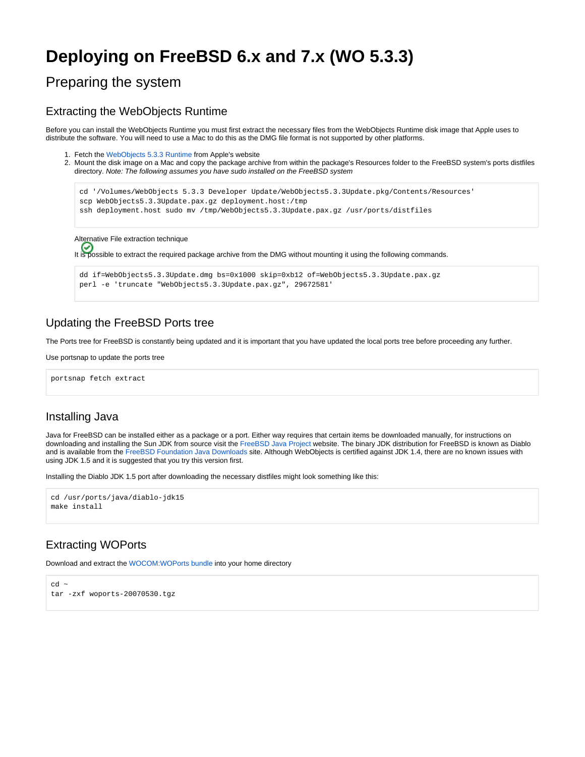# Deploying on FreeBSD 6.x and 7.x (WO 5.3.3)

## Preparing the system

### Extracting the WebObjects Runtime

Before you can install the WebObjects Runtime you must first extract the necessary files from the WebObjects Runtime disk image that Apple uses to distribute the software. You will need to use a Mac to do this as the DMG file format is not supported by other platforms.

1. Fetch the WebObjects 5.3.3 Runtime from Apple's website
2. Mount the disk image on a Mac and copy the package archive from within the package's Resources folder to the FreeBSD system's ports distfiles directory. *Note: The following assumes you have sudo installed on the FreeBSD system*

```
cd '/Volumes/WebObjects 5.3.3 Developer Update/WebObjects5.3.3Update.pkg/Contents/Resources'
scp WebObjects5.3.3Update.pax.gz deployment.host:/tmp
ssh deployment.host sudo mv /tmp/WebObjects5.3.3Update.pax.gz /usr/ports/distfiles
```

Alternative File extraction technique

It is possible to extract the required package archive from the DMG without mounting it using the following commands.

```
dd if=WebObjects5.3.3Update.dmg bs=0x1000 skip=0xb12 of=WebObjects5.3.3Update.pax.gz
perl -e 'truncate "WebObjects5.3.3Update.pax.gz", 29672581'
```

### Updating the FreeBSD Ports tree

The Ports tree for FreeBSD is constantly being updated and it is important that you have updated the local ports tree before proceeding any further.

Use portsnap to update the ports tree

```
portsnap fetch extract
```

### Installing Java

Java for FreeBSD can be installed either as a package or a port. Either way requires that certain items be downloaded manually, for instructions on downloading and installing the Sun JDK from source visit the FreeBSD Java Project website. The binary JDK distribution for FreeBSD is known as Diablo and is available from the FreeBSD Foundation Java Downloads site. Although WebObjects is certified against JDK 1.4, there are no known issues with using JDK 1.5 and it is suggested that you try this version first.

Installing the Diablo JDK 1.5 port after downloading the necessary distfiles might look something like this:

```
cd /usr/ports/java/diablo-jdk15
make install
```

### Extracting WOPorts

Download and extract the WOCOM:WOPorts bundle into your home directory

```
cd ~
tar -zxf woports-20070530.tgz
```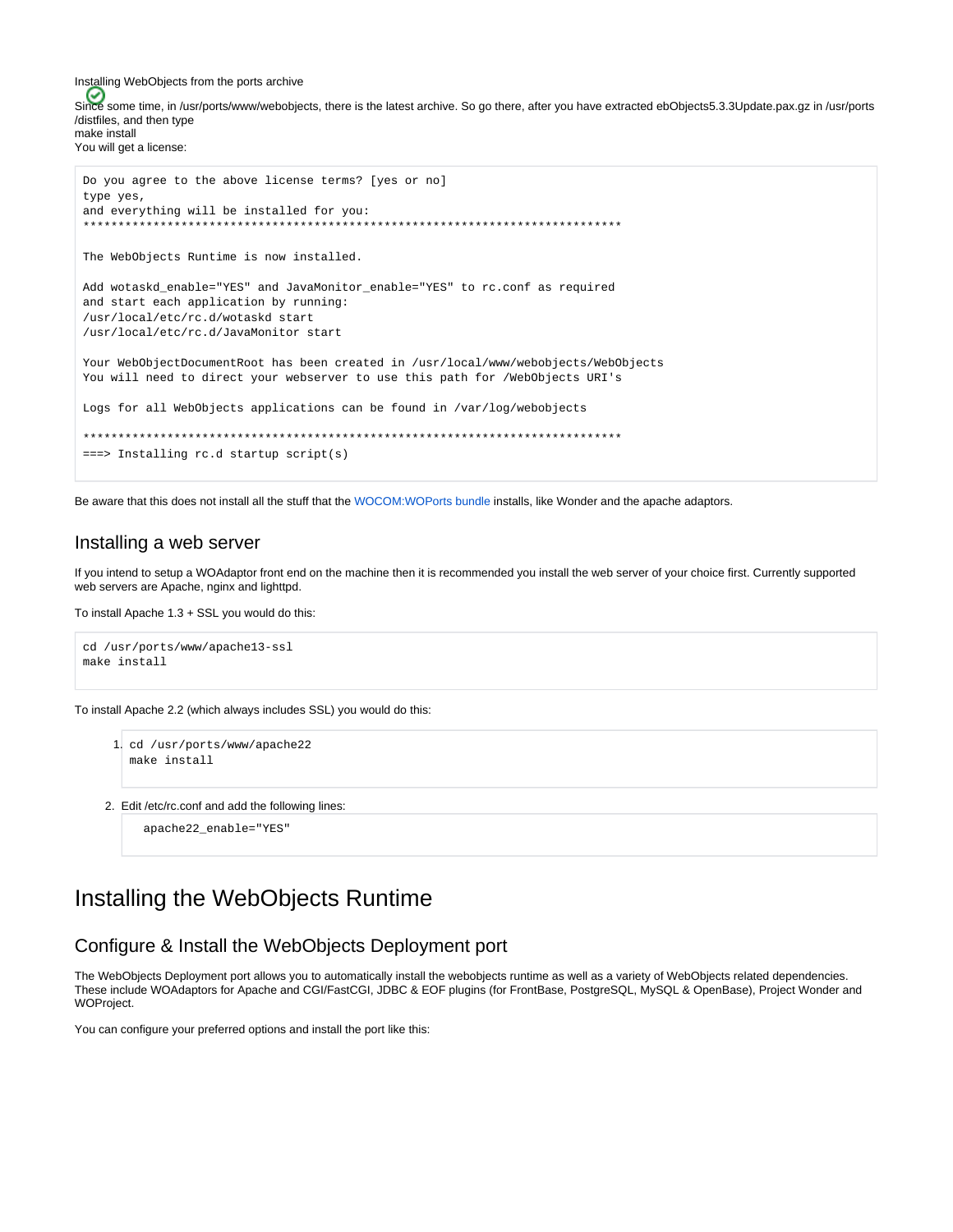Installing WebObjects from the ports archive

Since some time, in /usr/ports/www/webobjects, there is the latest archive. So go there, after you have extracted ebObjects5.3.3Update.pax.gz in /usr/ports/distfiles, and then type
make install
You will get a license:

```
Do you agree to the above license terms? [yes or no]
type yes,
and everything will be installed for you:
******************************************************************************

The WebObjects Runtime is now installed.

Add wotaskd_enable="YES" and JavaMonitor_enable="YES" to rc.conf as required
and start each application by running:
/usr/local/etc/rc.d/wotaskd start
/usr/local/etc/rc.d/JavaMonitor start

Your WebObjectDocumentRoot has been created in /usr/local/www/webobjects/WebObjects
You will need to direct your webserver to use this path for /WebObjects URI's

Logs for all WebObjects applications can be found in /var/log/webobjects

******************************************************************************
===> Installing rc.d startup script(s)
```

Be aware that this does not install all the stuff that the WOCOM:WOPorts bundle installs, like Wonder and the apache adaptors.

## Installing a web server

If you intend to setup a WOAdaptor front end on the machine then it is recommended you install the web server of your choice first. Currently supported web servers are Apache, nginx and lighttpd.

To install Apache 1.3 + SSL you would do this:

```
cd /usr/ports/www/apache13-ssl
make install
```

To install Apache 2.2 (which always includes SSL) you would do this:

1. ```
   cd /usr/ports/www/apache22
   make install
   ```
2. Edit /etc/rc.conf and add the following lines:
   ```
   apache22_enable="YES"
   ```

# Installing the WebObjects Runtime

## Configure & Install the WebObjects Deployment port

The WebObjects Deployment port allows you to automatically install the webobjects runtime as well as a variety of WebObjects related dependencies. These include WOAdaptors for Apache and CGI/FastCGI, JDBC & EOF plugins (for FrontBase, PostgreSQL, MySQL & OpenBase), Project Wonder and WOProject.

You can configure your preferred options and install the port like this: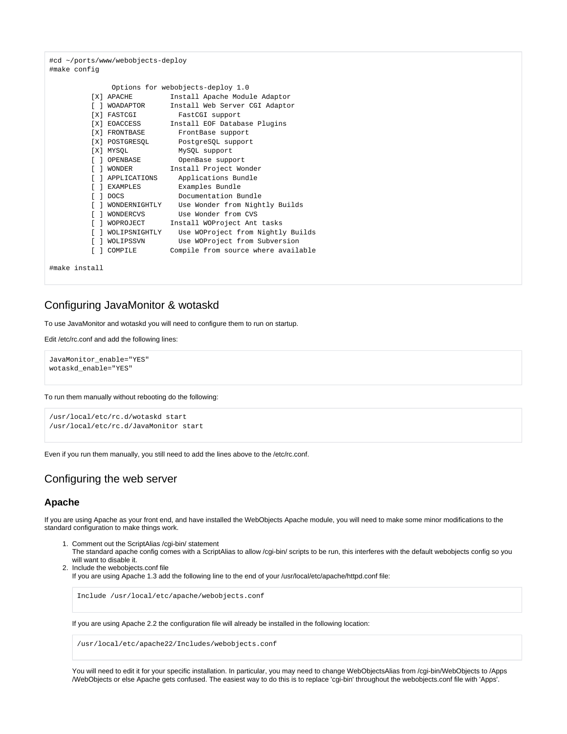```
#cd ~/ports/www/webobjects-deploy
#make config

               Options for webobjects-deploy 1.0
          [X] APACHE         Install Apache Module Adaptor
          [ ] WOADAPTOR      Install Web Server CGI Adaptor
          [X] FASTCGI          FastCGI support
          [X] EOACCESS       Install EOF Database Plugins
          [X] FRONTBASE        FrontBase support
          [X] POSTGRESQL       PostgreSQL support
          [X] MYSQL            MySQL support
          [ ] OPENBASE         OpenBase support
          [ ] WONDER         Install Project Wonder
          [ ] APPLICATIONS     Applications Bundle
          [ ] EXAMPLES         Examples Bundle
          [ ] DOCS             Documentation Bundle
          [ ] WONDERNIGHTLY    Use Wonder from Nightly Builds
          [ ] WONDERCVS        Use Wonder from CVS
          [ ] WOPROJECT      Install WOProject Ant tasks
          [ ] WOLIPSNIGHTLY    Use WOProject from Nightly Builds
          [ ] WOLIPSSVN        Use WOProject from Subversion
          [ ] COMPILE        Compile from source where available

#make install
```

## Configuring JavaMonitor & wotaskd

To use JavaMonitor and wotaskd you will need to configure them to run on startup.

Edit /etc/rc.conf and add the following lines:

```
JavaMonitor_enable="YES"
wotaskd_enable="YES"
```

To run them manually without rebooting do the following:

```
/usr/local/etc/rc.d/wotaskd start
/usr/local/etc/rc.d/JavaMonitor start
```

Even if you run them manually, you still need to add the lines above to the /etc/rc.conf.

## Configuring the web server

### Apache

If you are using Apache as your front end, and have installed the WebObjects Apache module, you will need to make some minor modifications to the standard configuration to make things work.

1. Comment out the ScriptAlias /cgi-bin/ statement
   The standard apache config comes with a ScriptAlias to allow /cgi-bin/ scripts to be run, this interferes with the default webobjects config so you will want to disable it.
2. Include the webobjects.conf file
   If you are using Apache 1.3 add the following line to the end of your /usr/local/etc/apache/httpd.conf file:

   ```
   Include /usr/local/etc/apache/webobjects.conf
   ```

   If you are using Apache 2.2 the configuration file will already be installed in the following location:

   ```
   /usr/local/etc/apache22/Includes/webobjects.conf
   ```

   You will need to edit it for your specific installation. In particular, you may need to change WebObjectsAlias from /cgi-bin/WebObjects to /Apps/WebObjects or else Apache gets confused. The easiest way to do this is to replace 'cgi-bin' throughout the webobjects.conf file with 'Apps'.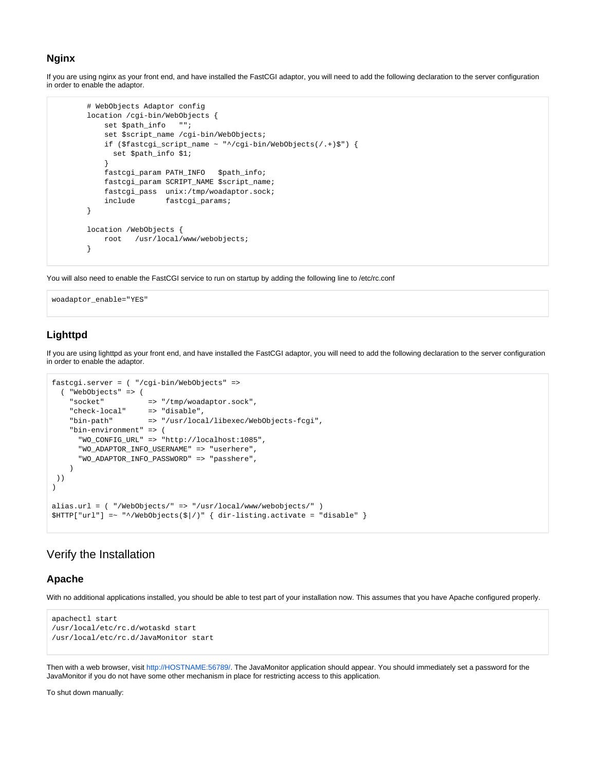### Nginx

If you are using nginx as your front end, and have installed the FastCGI adaptor, you will need to add the following declaration to the server configuration in order to enable the adaptor.

```
        # WebObjects Adaptor config
        location /cgi-bin/WebObjects {
            set $path_info   "";
            set $script_name /cgi-bin/WebObjects;
            if ($fastcgi_script_name ~ "^/cgi-bin/WebObjects(/.+)$") {
              set $path_info $1;
            }
            fastcgi_param PATH_INFO   $path_info;
            fastcgi_param SCRIPT_NAME $script_name;
            fastcgi_pass  unix:/tmp/woadaptor.sock;
            include       fastcgi_params;
        }

        location /WebObjects {
            root   /usr/local/www/webobjects;
        }
```

You will also need to enable the FastCGI service to run on startup by adding the following line to /etc/rc.conf

```
woadaptor_enable="YES"
```

### Lighttpd

If you are using lighttpd as your front end, and have installed the FastCGI adaptor, you will need to add the following declaration to the server configuration in order to enable the adaptor.

```
fastcgi.server = ( "/cgi-bin/WebObjects" =>
  ( "WebObjects" => (
    "socket"          => "/tmp/woadaptor.sock",
    "check-local"     => "disable",
    "bin-path"        => "/usr/local/libexec/WebObjects-fcgi",
    "bin-environment" => (
      "WO_CONFIG_URL" => "http://localhost:1085",
      "WO_ADAPTOR_INFO_USERNAME" => "userhere",
      "WO_ADAPTOR_INFO_PASSWORD" => "passhere",
    )
 ))
)

alias.url = ( "/WebObjects/" => "/usr/local/www/webobjects/" )
$HTTP["url"] =~ "^/WebObjects($|/)" { dir-listing.activate = "disable" }
```

## Verify the Installation

### Apache

With no additional applications installed, you should be able to test part of your installation now. This assumes that you have Apache configured properly.

```
apachectl start
/usr/local/etc/rc.d/wotaskd start
/usr/local/etc/rc.d/JavaMonitor start
```

Then with a web browser, visit http://HOSTNAME:56789/. The JavaMonitor application should appear. You should immediately set a password for the JavaMonitor if you do not have some other mechanism in place for restricting access to this application.

To shut down manually: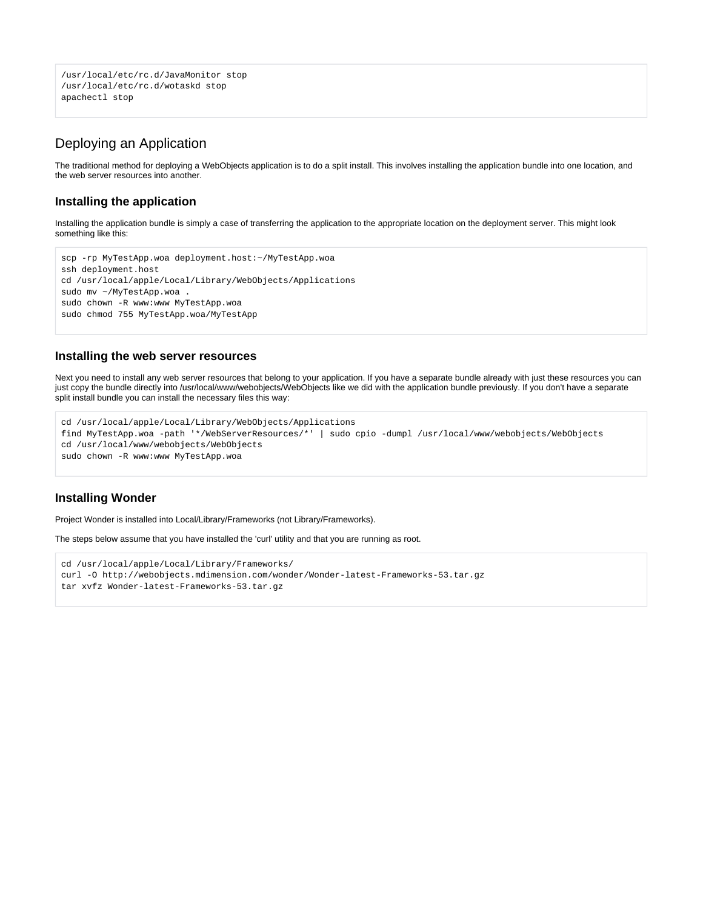```
/usr/local/etc/rc.d/JavaMonitor stop
/usr/local/etc/rc.d/wotaskd stop
apachectl stop
```

## Deploying an Application

The traditional method for deploying a WebObjects application is to do a split install. This involves installing the application bundle into one location, and the web server resources into another.

### Installing the application

Installing the application bundle is simply a case of transferring the application to the appropriate location on the deployment server. This might look something like this:

```
scp -rp MyTestApp.woa deployment.host:~/MyTestApp.woa
ssh deployment.host
cd /usr/local/apple/Local/Library/WebObjects/Applications
sudo mv ~/MyTestApp.woa .
sudo chown -R www:www MyTestApp.woa
sudo chmod 755 MyTestApp.woa/MyTestApp
```

### Installing the web server resources

Next you need to install any web server resources that belong to your application. If you have a separate bundle already with just these resources you can just copy the bundle directly into /usr/local/www/webobjects/WebObjects like we did with the application bundle previously. If you don't have a separate split install bundle you can install the necessary files this way:

```
cd /usr/local/apple/Local/Library/WebObjects/Applications
find MyTestApp.woa -path '*/WebServerResources/*' | sudo cpio -dumpl /usr/local/www/webobjects/WebObjects
cd /usr/local/www/webobjects/WebObjects
sudo chown -R www:www MyTestApp.woa
```

### Installing Wonder

Project Wonder is installed into Local/Library/Frameworks (not Library/Frameworks).

The steps below assume that you have installed the 'curl' utility and that you are running as root.

```
cd /usr/local/apple/Local/Library/Frameworks/
curl -O http://webobjects.mdimension.com/wonder/Wonder-latest-Frameworks-53.tar.gz
tar xvfz Wonder-latest-Frameworks-53.tar.gz
```